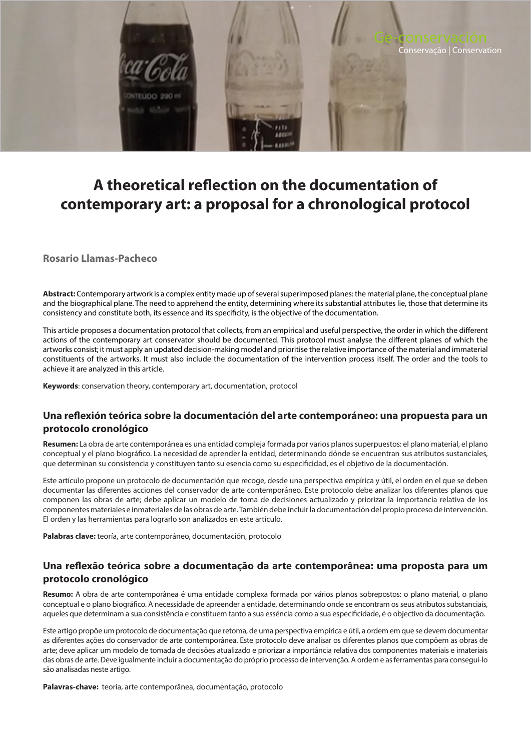# A theoretical reflection on the documentation of contemporary art: a proposal for a chronological protocol

**Rosario Llamas-Pacheco**

**Abstract:** Contemporary artwork is a complex entity made up of several superimposed planes: the material plane, the conceptual plane and the biographical plane. The need to apprehend the entity, determining where its substantial attributes lie, those that determine its consistency and constitute both, its essence and its specificity, is the objective of the documentation.

This article proposes a documentation protocol that collects, from an empirical and useful perspective, the order in which the different actions of the contemporary art conservator should be documented. This protocol must analyse the different planes of which the artworks consist; it must apply an updated decision-making model and prioritise the relative importance of the material and immaterial constituents of the artworks. It must also include the documentation of the intervention process itself. The order and the tools to achieve it are analyzed in this article.

**Keywords**: conservation theory, contemporary art, documentation, protocol

## Una reflexión teórica sobre la documentación del arte contemporáneo: una propuesta para un protocolo cronológico

**Resumen:** La obra de arte contemporánea es una entidad compleja formada por varios planos superpuestos: el plano material, el plano conceptual y el plano biográfico. La necesidad de aprender la entidad, determinando dónde se encuentran sus atributos sustanciales, que determinan su consistencia y constituyen tanto su esencia como su especificidad, es el objetivo de la documentación.

Este artículo propone un protocolo de documentación que recoge, desde una perspectiva empírica y útil, el orden en el que se deben documentar las diferentes acciones del conservador de arte contemporáneo. Este protocolo debe analizar los diferentes planos que componen las obras de arte; debe aplicar un modelo de toma de decisiones actualizado y priorizar la importancia relativa de los componentes materiales e inmateriales de las obras de arte. También debe incluir la documentación del propio proceso de intervención. El orden y las herramientas para lograrlo son analizados en este artículo.

**Palabras clave:** teoría, arte contemporáneo, documentación, protocolo

## Una reflexão teórica sobre a documentação da arte contemporânea: uma proposta para um protocolo cronológico

**Resumo:** A obra de arte contemporânea é uma entidade complexa formada por vários planos sobrepostos: o plano material, o plano conceptual e o plano biográfico. A necessidade de apreender a entidade, determinando onde se encontram os seus atributos substanciais, aqueles que determinam a sua consistência e constituem tanto a sua essência como a sua especificidade, é o objectivo da documentação.

Este artigo propõe um protocolo de documentação que retoma, de uma perspectiva empírica e útil, a ordem em que se devem documentar as diferentes ações do conservador de arte contemporânea. Este protocolo deve analisar os diferentes planos que compõem as obras de arte; deve aplicar um modelo de tomada de decisões atualizado e priorizar a importância relativa dos componentes materiais e imateriais das obras de arte. Deve igualmente incluir a documentação do próprio processo de intervenção. A ordem e as ferramentas para consegui-lo são analisadas neste artigo.

**Palavras-chave:** teoria, arte contemporânea, documentação, protocolo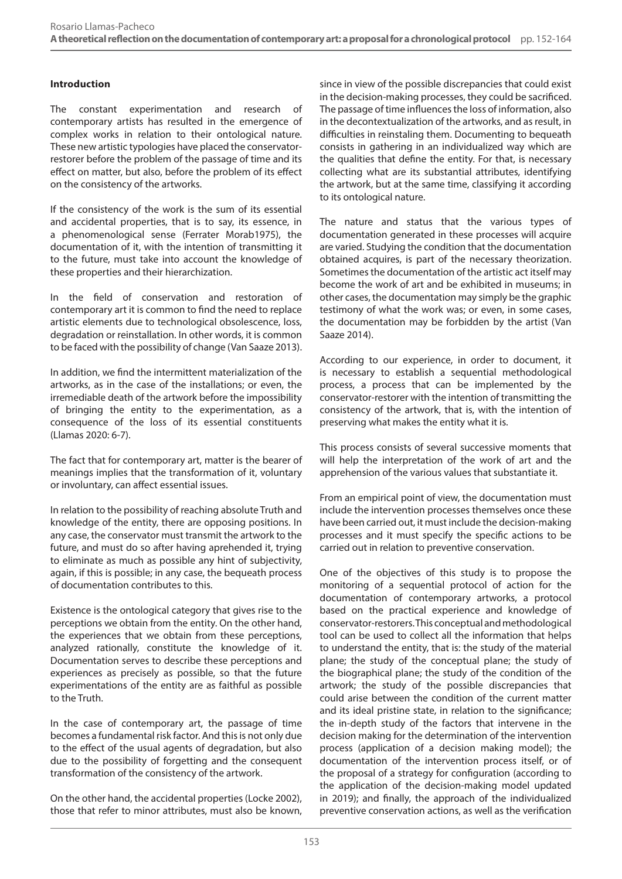**Introduction**

The constant experimentation and research of contemporary artists has resulted in the emergence of complex works in relation to their ontological nature. These new artistic typologies have placed the conservator-restorer before the problem of the passage of time and its effect on matter, but also, before the problem of its effect on the consistency of the artworks.

If the consistency of the work is the sum of its essential and accidental properties, that is to say, its essence, in a phenomenological sense (Ferrater Morab1975), the documentation of it, with the intention of transmitting it to the future, must take into account the knowledge of these properties and their hierarchization.

In the field of conservation and restoration of contemporary art it is common to find the need to replace artistic elements due to technological obsolescence, loss, degradation or reinstallation. In other words, it is common to be faced with the possibility of change (Van Saaze 2013).

In addition, we find the intermittent materialization of the artworks, as in the case of the installations; or even, the irremediable death of the artwork before the impossibility of bringing the entity to the experimentation, as a consequence of the loss of its essential constituents (Llamas 2020: 6-7).

The fact that for contemporary art, matter is the bearer of meanings implies that the transformation of it, voluntary or involuntary, can affect essential issues.

In relation to the possibility of reaching absolute Truth and knowledge of the entity, there are opposing positions. In any case, the conservator must transmit the artwork to the future, and must do so after having aprehended it, trying to eliminate as much as possible any hint of subjectivity, again, if this is possible; in any case, the bequeath process of documentation contributes to this.

Existence is the ontological category that gives rise to the perceptions we obtain from the entity. On the other hand, the experiences that we obtain from these perceptions, analyzed rationally, constitute the knowledge of it. Documentation serves to describe these perceptions and experiences as precisely as possible, so that the future experimentations of the entity are as faithful as possible to the Truth.

In the case of contemporary art, the passage of time becomes a fundamental risk factor. And this is not only due to the effect of the usual agents of degradation, but also due to the possibility of forgetting and the consequent transformation of the consistency of the artwork.

On the other hand, the accidental properties (Locke 2002), those that refer to minor attributes, must also be known, since in view of the possible discrepancies that could exist in the decision-making processes, they could be sacrificed. The passage of time influences the loss of information, also in the decontextualization of the artworks, and as result, in difficulties in reinstaling them. Documenting to bequeath consists in gathering in an individualized way which are the qualities that define the entity. For that, is necessary collecting what are its substantial attributes, identifying the artwork, but at the same time, classifying it according to its ontological nature.

The nature and status that the various types of documentation generated in these processes will acquire are varied. Studying the condition that the documentation obtained acquires, is part of the necessary theorization. Sometimes the documentation of the artistic act itself may become the work of art and be exhibited in museums; in other cases, the documentation may simply be the graphic testimony of what the work was; or even, in some cases, the documentation may be forbidden by the artist (Van Saaze 2014).

According to our experience, in order to document, it is necessary to establish a sequential methodological process, a process that can be implemented by the conservator-restorer with the intention of transmitting the consistency of the artwork, that is, with the intention of preserving what makes the entity what it is.

This process consists of several successive moments that will help the interpretation of the work of art and the apprehension of the various values that substantiate it.

From an empirical point of view, the documentation must include the intervention processes themselves once these have been carried out, it must include the decision-making processes and it must specify the specific actions to be carried out in relation to preventive conservation.

One of the objectives of this study is to propose the monitoring of a sequential protocol of action for the documentation of contemporary artworks, a protocol based on the practical experience and knowledge of conservator-restorers. This conceptual and methodological tool can be used to collect all the information that helps to understand the entity, that is: the study of the material plane; the study of the conceptual plane; the study of the biographical plane; the study of the condition of the artwork; the study of the possible discrepancies that could arise between the condition of the current matter and its ideal pristine state, in relation to the significance; the in-depth study of the factors that intervene in the decision making for the determination of the intervention process (application of a decision making model); the documentation of the intervention process itself, or of the proposal of a strategy for configuration (according to the application of the decision-making model updated in 2019); and finally, the approach of the individualized preventive conservation actions, as well as the verification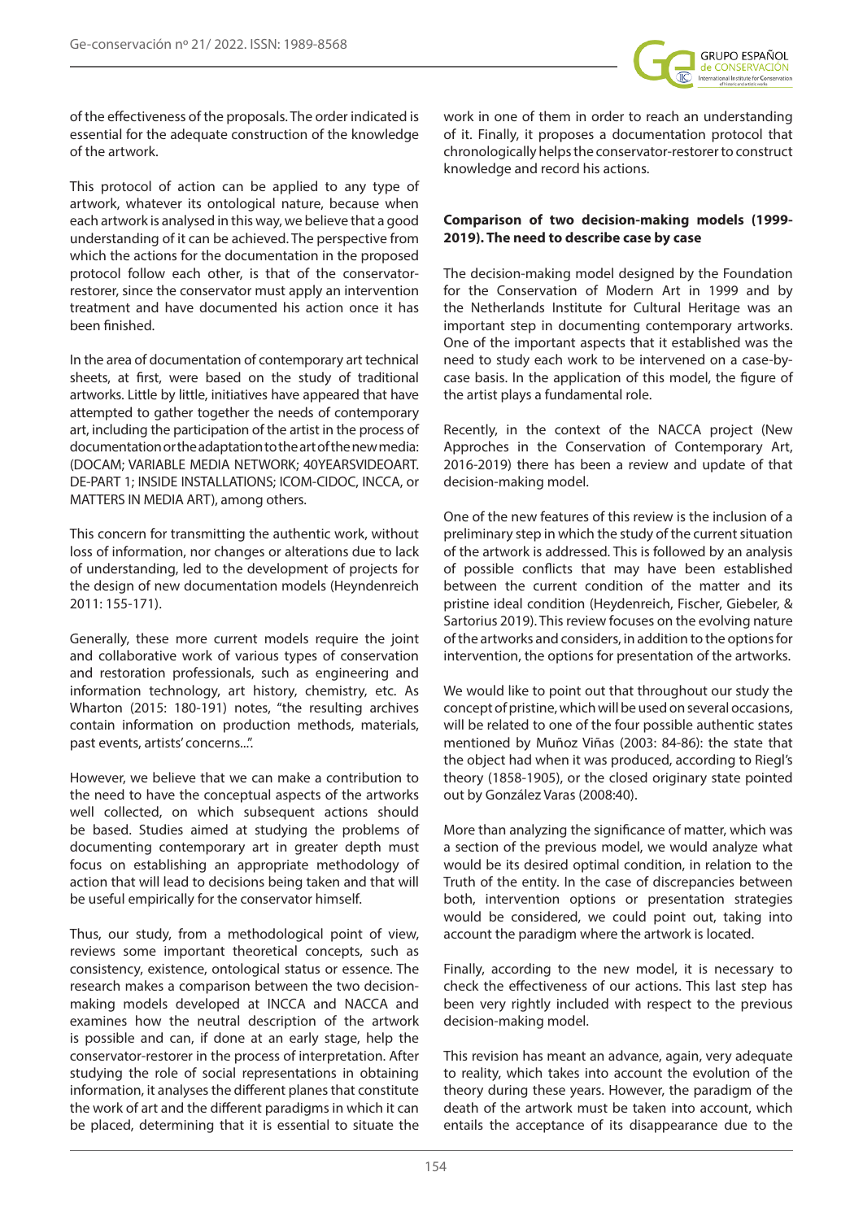of the effectiveness of the proposals. The order indicated is essential for the adequate construction of the knowledge of the artwork.

This protocol of action can be applied to any type of artwork, whatever its ontological nature, because when each artwork is analysed in this way, we believe that a good understanding of it can be achieved. The perspective from which the actions for the documentation in the proposed protocol follow each other, is that of the conservator-restorer, since the conservator must apply an intervention treatment and have documented his action once it has been finished.

In the area of documentation of contemporary art technical sheets, at first, were based on the study of traditional artworks. Little by little, initiatives have appeared that have attempted to gather together the needs of contemporary art, including the participation of the artist in the process of documentation or the adaptation to the art of the new media: (DOCAM; VARIABLE MEDIA NETWORK; 40YEARSVIDEOART. DE-PART 1; INSIDE INSTALLATIONS; ICOM-CIDOC, INCCA, or MATTERS IN MEDIA ART), among others.

This concern for transmitting the authentic work, without loss of information, nor changes or alterations due to lack of understanding, led to the development of projects for the design of new documentation models (Heyndenreich 2011: 155-171).

Generally, these more current models require the joint and collaborative work of various types of conservation and restoration professionals, such as engineering and information technology, art history, chemistry, etc. As Wharton (2015: 180-191) notes, "the resulting archives contain information on production methods, materials, past events, artists' concerns...".

However, we believe that we can make a contribution to the need to have the conceptual aspects of the artworks well collected, on which subsequent actions should be based. Studies aimed at studying the problems of documenting contemporary art in greater depth must focus on establishing an appropriate methodology of action that will lead to decisions being taken and that will be useful empirically for the conservator himself.

Thus, our study, from a methodological point of view, reviews some important theoretical concepts, such as consistency, existence, ontological status or essence. The research makes a comparison between the two decision-making models developed at INCCA and NACCA and examines how the neutral description of the artwork is possible and can, if done at an early stage, help the conservator-restorer in the process of interpretation. After studying the role of social representations in obtaining information, it analyses the different planes that constitute the work of art and the different paradigms in which it can be placed, determining that it is essential to situate the work in one of them in order to reach an understanding of it. Finally, it proposes a documentation protocol that chronologically helps the conservator-restorer to construct knowledge and record his actions.

**Comparison of two decision-making models (1999-2019). The need to describe case by case**

The decision-making model designed by the Foundation for the Conservation of Modern Art in 1999 and by the Netherlands Institute for Cultural Heritage was an important step in documenting contemporary artworks. One of the important aspects that it established was the need to study each work to be intervened on a case-by-case basis. In the application of this model, the figure of the artist plays a fundamental role.

Recently, in the context of the NACCA project (New Approches in the Conservation of Contemporary Art, 2016-2019) there has been a review and update of that decision-making model.

One of the new features of this review is the inclusion of a preliminary step in which the study of the current situation of the artwork is addressed. This is followed by an analysis of possible conflicts that may have been established between the current condition of the matter and its pristine ideal condition (Heydenreich, Fischer, Giebeler, & Sartorius 2019). This review focuses on the evolving nature of the artworks and considers, in addition to the options for intervention, the options for presentation of the artworks.

We would like to point out that throughout our study the concept of pristine, which will be used on several occasions, will be related to one of the four possible authentic states mentioned by Muñoz Viñas (2003: 84-86): the state that the object had when it was produced, according to Riegl's theory (1858-1905), or the closed originary state pointed out by González Varas (2008:40).

More than analyzing the significance of matter, which was a section of the previous model, we would analyze what would be its desired optimal condition, in relation to the Truth of the entity. In the case of discrepancies between both, intervention options or presentation strategies would be considered, we could point out, taking into account the paradigm where the artwork is located.

Finally, according to the new model, it is necessary to check the effectiveness of our actions. This last step has been very rightly included with respect to the previous decision-making model.

This revision has meant an advance, again, very adequate to reality, which takes into account the evolution of the theory during these years. However, the paradigm of the death of the artwork must be taken into account, which entails the acceptance of its disappearance due to the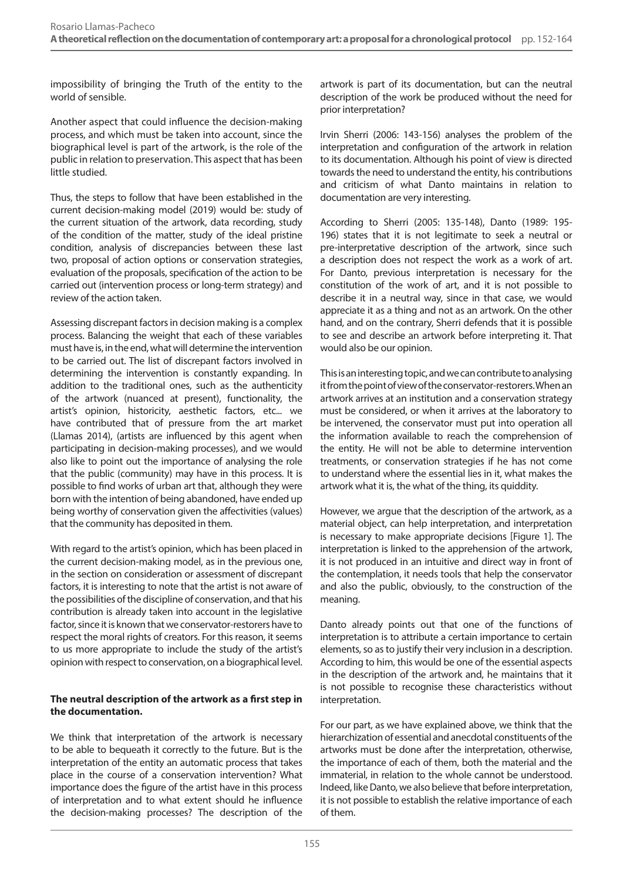impossibility of bringing the Truth of the entity to the world of sensible.

Another aspect that could influence the decision-making process, and which must be taken into account, since the biographical level is part of the artwork, is the role of the public in relation to preservation. This aspect that has been little studied.

Thus, the steps to follow that have been established in the current decision-making model (2019) would be: study of the current situation of the artwork, data recording, study of the condition of the matter, study of the ideal pristine condition, analysis of discrepancies between these last two, proposal of action options or conservation strategies, evaluation of the proposals, specification of the action to be carried out (intervention process or long-term strategy) and review of the action taken.

Assessing discrepant factors in decision making is a complex process. Balancing the weight that each of these variables must have is, in the end, what will determine the intervention to be carried out. The list of discrepant factors involved in determining the intervention is constantly expanding. In addition to the traditional ones, such as the authenticity of the artwork (nuanced at present), functionality, the artist's opinion, historicity, aesthetic factors, etc... we have contributed that of pressure from the art market (Llamas 2014), (artists are influenced by this agent when participating in decision-making processes), and we would also like to point out the importance of analysing the role that the public (community) may have in this process. It is possible to find works of urban art that, although they were born with the intention of being abandoned, have ended up being worthy of conservation given the affectivities (values) that the community has deposited in them.

With regard to the artist's opinion, which has been placed in the current decision-making model, as in the previous one, in the section on consideration or assessment of discrepant factors, it is interesting to note that the artist is not aware of the possibilities of the discipline of conservation, and that his contribution is already taken into account in the legislative factor, since it is known that we conservator-restorers have to respect the moral rights of creators. For this reason, it seems to us more appropriate to include the study of the artist's opinion with respect to conservation, on a biographical level.

## The neutral description of the artwork as a first step in the documentation.

We think that interpretation of the artwork is necessary to be able to bequeath it correctly to the future. But is the interpretation of the entity an automatic process that takes place in the course of a conservation intervention? What importance does the figure of the artist have in this process of interpretation and to what extent should he influence the decision-making processes? The description of the artwork is part of its documentation, but can the neutral description of the work be produced without the need for prior interpretation?

Irvin Sherri (2006: 143-156) analyses the problem of the interpretation and configuration of the artwork in relation to its documentation. Although his point of view is directed towards the need to understand the entity, his contributions and criticism of what Danto maintains in relation to documentation are very interesting.

According to Sherri (2005: 135-148), Danto (1989: 195-196) states that it is not legitimate to seek a neutral or pre-interpretative description of the artwork, since such a description does not respect the work as a work of art. For Danto, previous interpretation is necessary for the constitution of the work of art, and it is not possible to describe it in a neutral way, since in that case, we would appreciate it as a thing and not as an artwork. On the other hand, and on the contrary, Sherri defends that it is possible to see and describe an artwork before interpreting it. That would also be our opinion.

This is an interesting topic, and we can contribute to analysing it from the point of view of the conservator-restorers. When an artwork arrives at an institution and a conservation strategy must be considered, or when it arrives at the laboratory to be intervened, the conservator must put into operation all the information available to reach the comprehension of the entity. He will not be able to determine intervention treatments, or conservation strategies if he has not come to understand where the essential lies in it, what makes the artwork what it is, the what of the thing, its quiddity.

However, we argue that the description of the artwork, as a material object, can help interpretation, and interpretation is necessary to make appropriate decisions [Figure 1]. The interpretation is linked to the apprehension of the artwork, it is not produced in an intuitive and direct way in front of the contemplation, it needs tools that help the conservator and also the public, obviously, to the construction of the meaning.

Danto already points out that one of the functions of interpretation is to attribute a certain importance to certain elements, so as to justify their very inclusion in a description. According to him, this would be one of the essential aspects in the description of the artwork and, he maintains that it is not possible to recognise these characteristics without interpretation.

For our part, as we have explained above, we think that the hierarchization of essential and anecdotal constituents of the artworks must be done after the interpretation, otherwise, the importance of each of them, both the material and the immaterial, in relation to the whole cannot be understood. Indeed, like Danto, we also believe that before interpretation, it is not possible to establish the relative importance of each of them.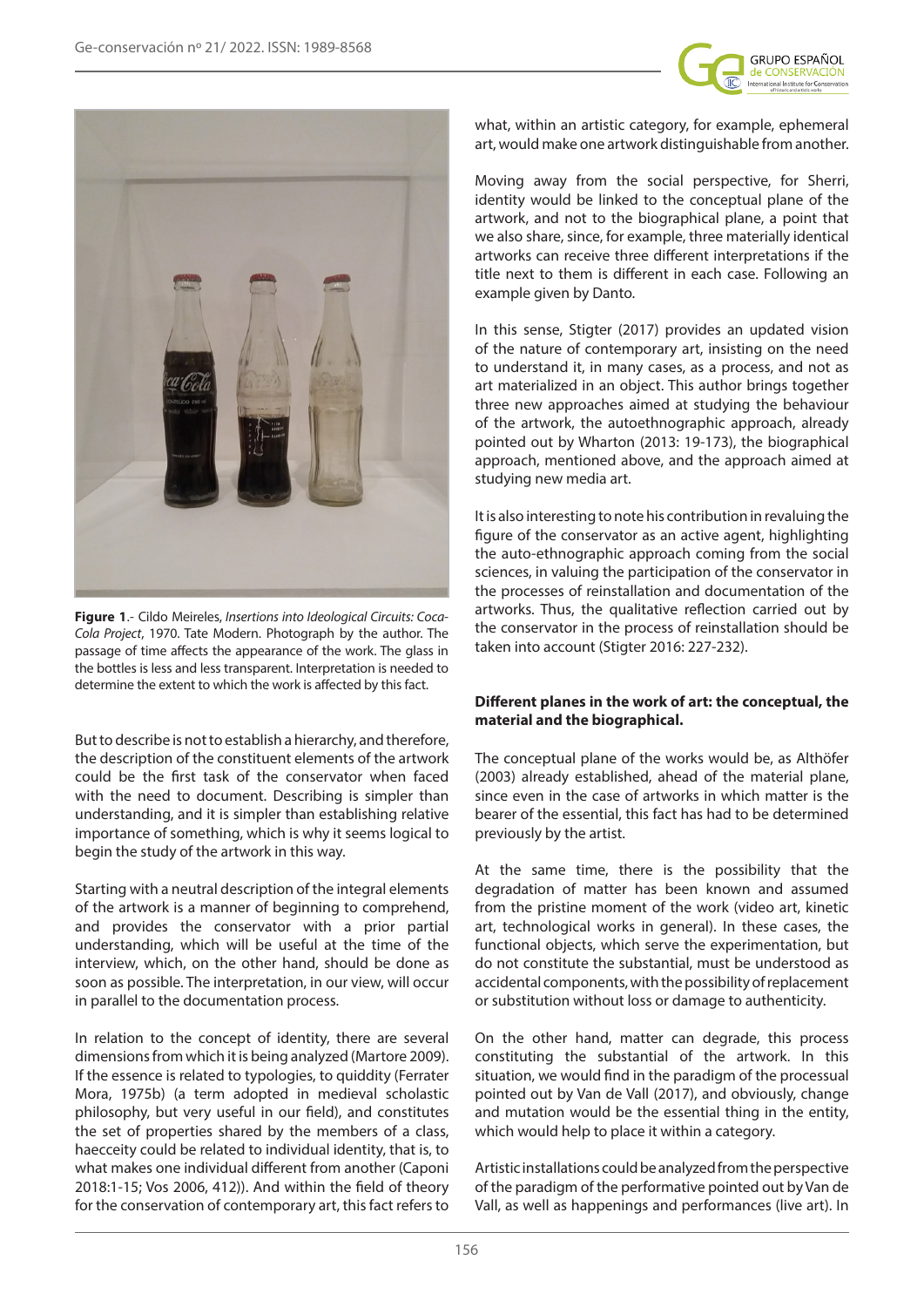**Figure 1**.- Cildo Meireles, *Insertions into Ideological Circuits: Coca-Cola Project*, 1970. Tate Modern. Photograph by the author. The passage of time affects the appearance of the work. The glass in the bottles is less and less transparent. Interpretation is needed to determine the extent to which the work is affected by this fact.

But to describe is not to establish a hierarchy, and therefore, the description of the constituent elements of the artwork could be the first task of the conservator when faced with the need to document. Describing is simpler than understanding, and it is simpler than establishing relative importance of something, which is why it seems logical to begin the study of the artwork in this way.

Starting with a neutral description of the integral elements of the artwork is a manner of beginning to comprehend, and provides the conservator with a prior partial understanding, which will be useful at the time of the interview, which, on the other hand, should be done as soon as possible. The interpretation, in our view, will occur in parallel to the documentation process.

In relation to the concept of identity, there are several dimensions from which it is being analyzed (Martore 2009). If the essence is related to typologies, to quiddity (Ferrater Mora, 1975b) (a term adopted in medieval scholastic philosophy, but very useful in our field), and constitutes the set of properties shared by the members of a class, haecceity could be related to individual identity, that is, to what makes one individual different from another (Caponi 2018:1-15; Vos 2006, 412)). And within the field of theory for the conservation of contemporary art, this fact refers to what, within an artistic category, for example, ephemeral art, would make one artwork distinguishable from another.

Moving away from the social perspective, for Sherri, identity would be linked to the conceptual plane of the artwork, and not to the biographical plane, a point that we also share, since, for example, three materially identical artworks can receive three different interpretations if the title next to them is different in each case. Following an example given by Danto.

In this sense, Stigter (2017) provides an updated vision of the nature of contemporary art, insisting on the need to understand it, in many cases, as a process, and not as art materialized in an object. This author brings together three new approaches aimed at studying the behaviour of the artwork, the autoethnographic approach, already pointed out by Wharton (2013: 19-173), the biographical approach, mentioned above, and the approach aimed at studying new media art.

It is also interesting to note his contribution in revaluing the figure of the conservator as an active agent, highlighting the auto-ethnographic approach coming from the social sciences, in valuing the participation of the conservator in the processes of reinstallation and documentation of the artworks. Thus, the qualitative reflection carried out by the conservator in the process of reinstallation should be taken into account (Stigter 2016: 227-232).

**Different planes in the work of art: the conceptual, the material and the biographical.**

The conceptual plane of the works would be, as Althöfer (2003) already established, ahead of the material plane, since even in the case of artworks in which matter is the bearer of the essential, this fact has had to be determined previously by the artist.

At the same time, there is the possibility that the degradation of matter has been known and assumed from the pristine moment of the work (video art, kinetic art, technological works in general). In these cases, the functional objects, which serve the experimentation, but do not constitute the substantial, must be understood as accidental components, with the possibility of replacement or substitution without loss or damage to authenticity.

On the other hand, matter can degrade, this process constituting the substantial of the artwork. In this situation, we would find in the paradigm of the processual pointed out by Van de Vall (2017), and obviously, change and mutation would be the essential thing in the entity, which would help to place it within a category.

Artistic installations could be analyzed from the perspective of the paradigm of the performative pointed out by Van de Vall, as well as happenings and performances (live art). In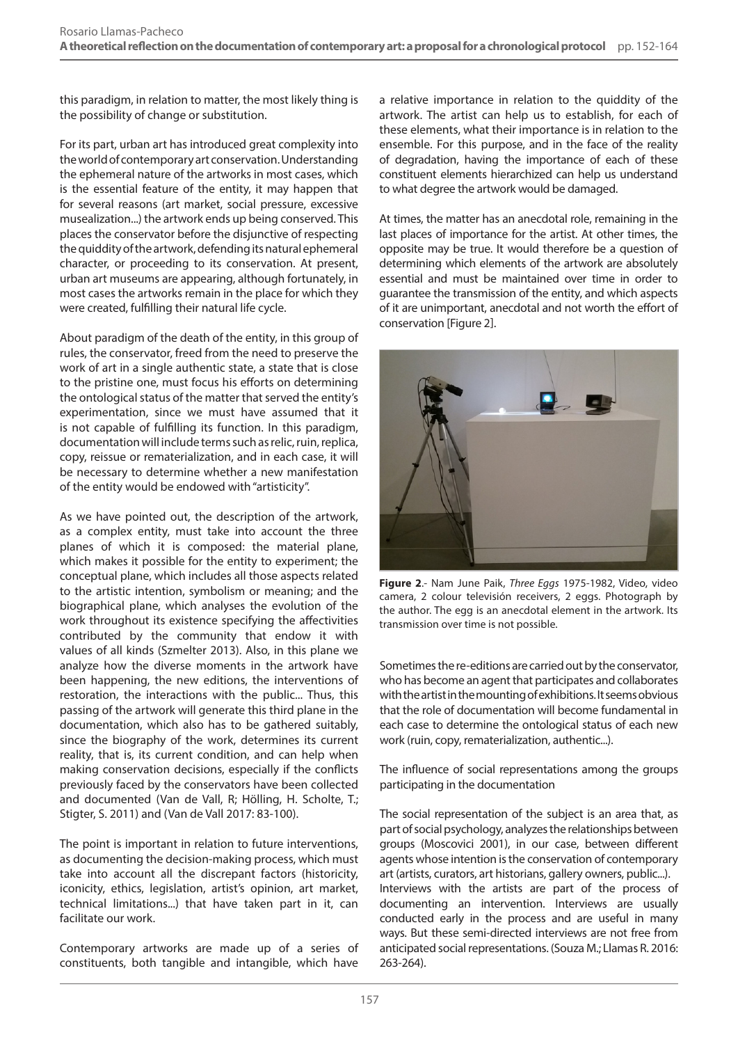this paradigm, in relation to matter, the most likely thing is the possibility of change or substitution.

For its part, urban art has introduced great complexity into the world of contemporary art conservation. Understanding the ephemeral nature of the artworks in most cases, which is the essential feature of the entity, it may happen that for several reasons (art market, social pressure, excessive musealization...) the artwork ends up being conserved. This places the conservator before the disjunctive of respecting the quiddity of the artwork, defending its natural ephemeral character, or proceeding to its conservation. At present, urban art museums are appearing, although fortunately, in most cases the artworks remain in the place for which they were created, fulfilling their natural life cycle.

About paradigm of the death of the entity, in this group of rules, the conservator, freed from the need to preserve the work of art in a single authentic state, a state that is close to the pristine one, must focus his efforts on determining the ontological status of the matter that served the entity's experimentation, since we must have assumed that it is not capable of fulfilling its function. In this paradigm, documentation will include terms such as relic, ruin, replica, copy, reissue or rematerialization, and in each case, it will be necessary to determine whether a new manifestation of the entity would be endowed with "artisticity".

As we have pointed out, the description of the artwork, as a complex entity, must take into account the three planes of which it is composed: the material plane, which makes it possible for the entity to experiment; the conceptual plane, which includes all those aspects related to the artistic intention, symbolism or meaning; and the biographical plane, which analyses the evolution of the work throughout its existence specifying the affectivities contributed by the community that endow it with values of all kinds (Szmelter 2013). Also, in this plane we analyze how the diverse moments in the artwork have been happening, the new editions, the interventions of restoration, the interactions with the public... Thus, this passing of the artwork will generate this third plane in the documentation, which also has to be gathered suitably, since the biography of the work, determines its current reality, that is, its current condition, and can help when making conservation decisions, especially if the conflicts previously faced by the conservators have been collected and documented (Van de Vall, R; Hölling, H. Scholte, T.; Stigter, S. 2011) and (Van de Vall 2017: 83-100).

The point is important in relation to future interventions, as documenting the decision-making process, which must take into account all the discrepant factors (historicity, iconicity, ethics, legislation, artist's opinion, art market, technical limitations...) that have taken part in it, can facilitate our work.

Contemporary artworks are made up of a series of constituents, both tangible and intangible, which have a relative importance in relation to the quiddity of the artwork. The artist can help us to establish, for each of these elements, what their importance is in relation to the ensemble. For this purpose, and in the face of the reality of degradation, having the importance of each of these constituent elements hierarchized can help us understand to what degree the artwork would be damaged.

At times, the matter has an anecdotal role, remaining in the last places of importance for the artist. At other times, the opposite may be true. It would therefore be a question of determining which elements of the artwork are absolutely essential and must be maintained over time in order to guarantee the transmission of the entity, and which aspects of it are unimportant, anecdotal and not worth the effort of conservation [Figure 2].

**Figure 2**.- Nam June Paik, *Three Eggs* 1975-1982, Video, video camera, 2 colour televisión receivers, 2 eggs. Photograph by the author. The egg is an anecdotal element in the artwork. Its transmission over time is not possible.

Sometimes the re-editions are carried out by the conservator, who has become an agent that participates and collaborates with the artist in the mounting of exhibitions. It seems obvious that the role of documentation will become fundamental in each case to determine the ontological status of each new work (ruin, copy, rematerialization, authentic...).

The influence of social representations among the groups participating in the documentation

The social representation of the subject is an area that, as part of social psychology, analyzes the relationships between groups (Moscovici 2001), in our case, between different agents whose intention is the conservation of contemporary art (artists, curators, art historians, gallery owners, public...). Interviews with the artists are part of the process of documenting an intervention. Interviews are usually conducted early in the process and are useful in many ways. But these semi-directed interviews are not free from anticipated social representations. (Souza M.; Llamas R. 2016: 263-264).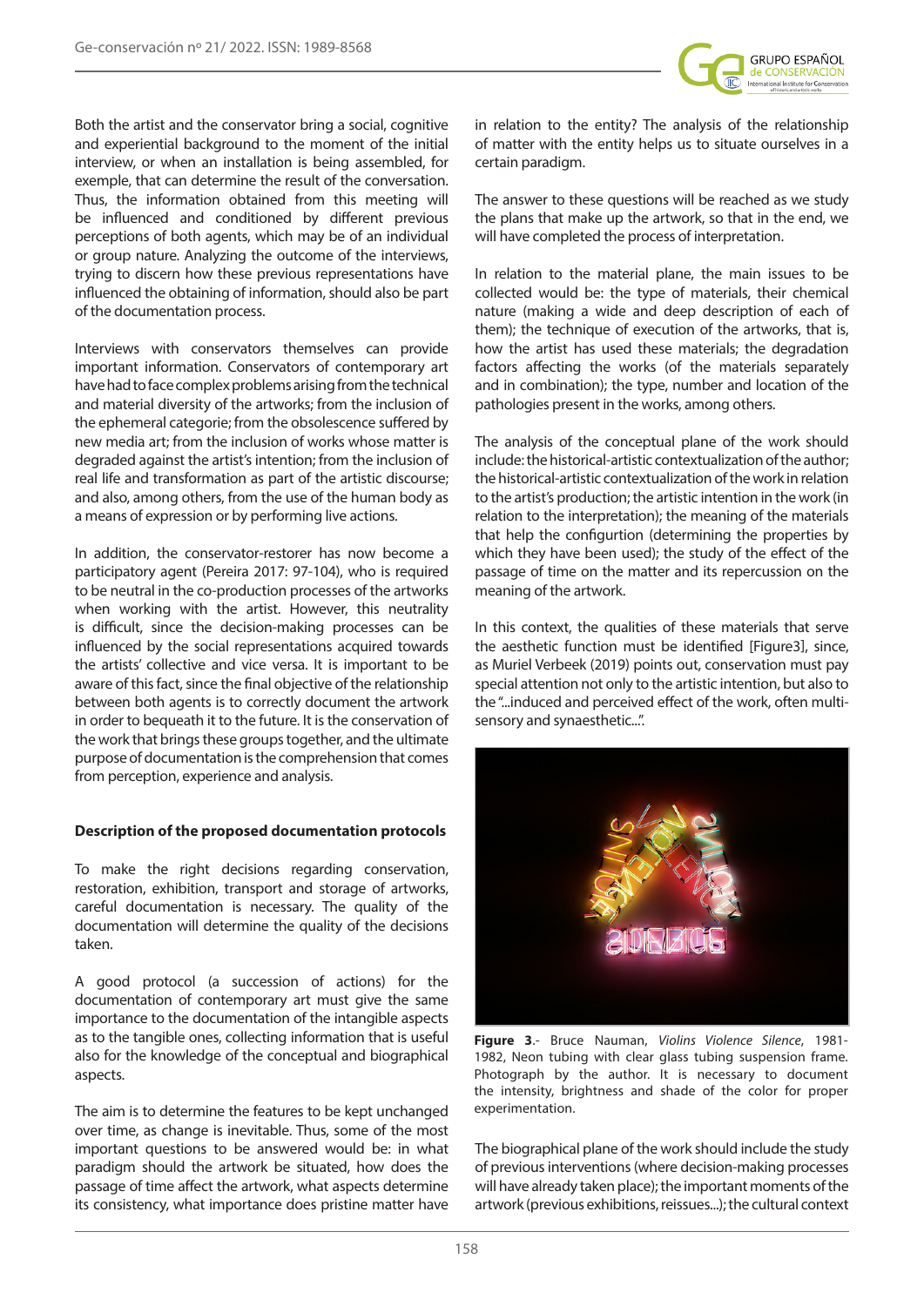Both the artist and the conservator bring a social, cognitive and experiential background to the moment of the initial interview, or when an installation is being assembled, for exemple, that can determine the result of the conversation. Thus, the information obtained from this meeting will be influenced and conditioned by different previous perceptions of both agents, which may be of an individual or group nature. Analyzing the outcome of the interviews, trying to discern how these previous representations have influenced the obtaining of information, should also be part of the documentation process.

Interviews with conservators themselves can provide important information. Conservators of contemporary art have had to face complex problems arising from the technical and material diversity of the artworks; from the inclusion of the ephemeral categorie; from the obsolescence suffered by new media art; from the inclusion of works whose matter is degraded against the artist's intention; from the inclusion of real life and transformation as part of the artistic discourse; and also, among others, from the use of the human body as a means of expression or by performing live actions.

In addition, the conservator-restorer has now become a participatory agent (Pereira 2017: 97-104), who is required to be neutral in the co-production processes of the artworks when working with the artist. However, this neutrality is difficult, since the decision-making processes can be influenced by the social representations acquired towards the artists' collective and vice versa. It is important to be aware of this fact, since the final objective of the relationship between both agents is to correctly document the artwork in order to bequeath it to the future. It is the conservation of the work that brings these groups together, and the ultimate purpose of documentation is the comprehension that comes from perception, experience and analysis.

**Description of the proposed documentation protocols**

To make the right decisions regarding conservation, restoration, exhibition, transport and storage of artworks, careful documentation is necessary. The quality of the documentation will determine the quality of the decisions taken.

A good protocol (a succession of actions) for the documentation of contemporary art must give the same importance to the documentation of the intangible aspects as to the tangible ones, collecting information that is useful also for the knowledge of the conceptual and biographical aspects.

The aim is to determine the features to be kept unchanged over time, as change is inevitable. Thus, some of the most important questions to be answered would be: in what paradigm should the artwork be situated, how does the passage of time affect the artwork, what aspects determine its consistency, what importance does pristine matter have in relation to the entity? The analysis of the relationship of matter with the entity helps us to situate ourselves in a certain paradigm.

The answer to these questions will be reached as we study the plans that make up the artwork, so that in the end, we will have completed the process of interpretation.

In relation to the material plane, the main issues to be collected would be: the type of materials, their chemical nature (making a wide and deep description of each of them); the technique of execution of the artworks, that is, how the artist has used these materials; the degradation factors affecting the works (of the materials separately and in combination); the type, number and location of the pathologies present in the works, among others.

The analysis of the conceptual plane of the work should include: the historical-artistic contextualization of the author; the historical-artistic contextualization of the work in relation to the artist's production; the artistic intention in the work (in relation to the interpretation); the meaning of the materials that help the configurtion (determining the properties by which they have been used); the study of the effect of the passage of time on the matter and its repercussion on the meaning of the artwork.

In this context, the qualities of these materials that serve the aesthetic function must be identified [Figure3], since, as Muriel Verbeek (2019) points out, conservation must pay special attention not only to the artistic intention, but also to the "...induced and perceived effect of the work, often multi-sensory and synaesthetic...".

**Figure 3**.- Bruce Nauman, *Violins Violence Silence*, 1981-1982, Neon tubing with clear glass tubing suspension frame. Photograph by the author. It is necessary to document the intensity, brightness and shade of the color for proper experimentation.

The biographical plane of the work should include the study of previous interventions (where decision-making processes will have already taken place); the important moments of the artwork (previous exhibitions, reissues...); the cultural context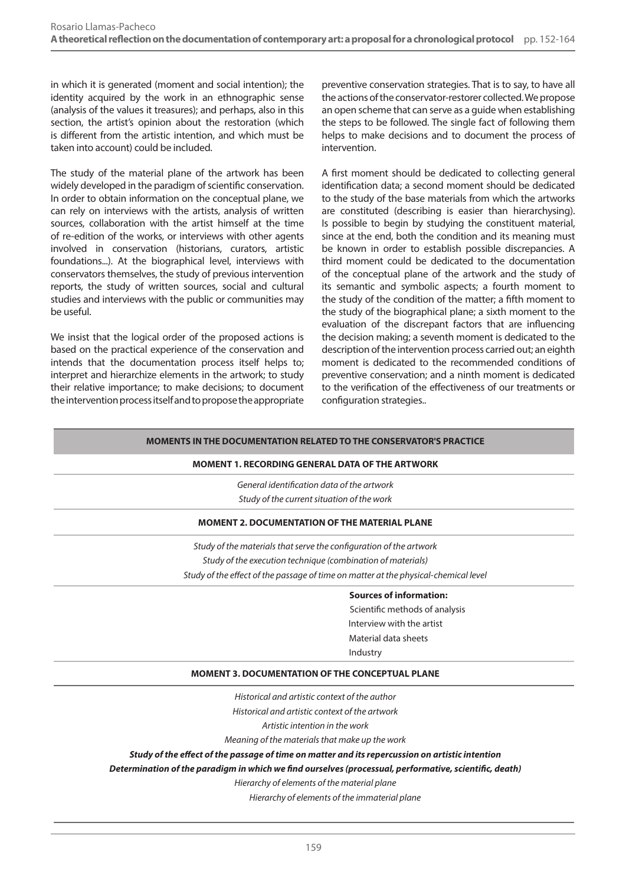in which it is generated (moment and social intention); the identity acquired by the work in an ethnographic sense (analysis of the values it treasures); and perhaps, also in this section, the artist's opinion about the restoration (which is different from the artistic intention, and which must be taken into account) could be included.

The study of the material plane of the artwork has been widely developed in the paradigm of scientific conservation. In order to obtain information on the conceptual plane, we can rely on interviews with the artists, analysis of written sources, collaboration with the artist himself at the time of re-edition of the works, or interviews with other agents involved in conservation (historians, curators, artistic foundations...). At the biographical level, interviews with conservators themselves, the study of previous intervention reports, the study of written sources, social and cultural studies and interviews with the public or communities may be useful.

We insist that the logical order of the proposed actions is based on the practical experience of the conservation and intends that the documentation process itself helps to; interpret and hierarchize elements in the artwork; to study their relative importance; to make decisions; to document the intervention process itself and to propose the appropriate preventive conservation strategies. That is to say, to have all the actions of the conservator-restorer collected. We propose an open scheme that can serve as a guide when establishing the steps to be followed. The single fact of following them helps to make decisions and to document the process of intervention.

A first moment should be dedicated to collecting general identification data; a second moment should be dedicated to the study of the base materials from which the artworks are constituted (describing is easier than hierarchysing). Is possible to begin by studying the constituent material, since at the end, both the condition and its meaning must be known in order to establish possible discrepancies. A third moment could be dedicated to the documentation of the conceptual plane of the artwork and the study of its semantic and symbolic aspects; a fourth moment to the study of the condition of the matter; a fifth moment to the study of the biographical plane; a sixth moment to the evaluation of the discrepant factors that are influencing the decision making; a seventh moment is dedicated to the description of the intervention process carried out; an eighth moment is dedicated to the recommended conditions of preventive conservation; and a ninth moment is dedicated to the verification of the effectiveness of our treatments or configuration strategies..

| MOMENTS IN THE DOCUMENTATION RELATED TO THE CONSERVATOR'S PRACTICE |
|---|
| **MOMENT 1. RECORDING GENERAL DATA OF THE ARTWORK** |
| *General identification data of the artwork*<br>*Study of the current situation of the work* |
| **MOMENT 2. DOCUMENTATION OF THE MATERIAL PLANE** |
| *Study of the materials that serve the configuration of the artwork*<br>*Study of the execution technique (combination of materials)*<br>*Study of the effect of the passage of time on matter at the physical-chemical level* |
| **Sources of information:**<br>Scientific methods of analysis<br>Interview with the artist<br>Material data sheets<br>Industry |
| **MOMENT 3. DOCUMENTATION OF THE CONCEPTUAL PLANE** |
| *Historical and artistic context of the author*<br>*Historical and artistic context of the artwork*<br>*Artistic intention in the work*<br>*Meaning of the materials that make up the work*<br>***Study of the effect of the passage of time on matter and its repercussion on artistic intention***<br>***Determination of the paradigm in which we find ourselves (processual, performative, scientific, death)***<br>*Hierarchy of elements of the material plane*<br>*Hierarchy of elements of the immaterial plane* |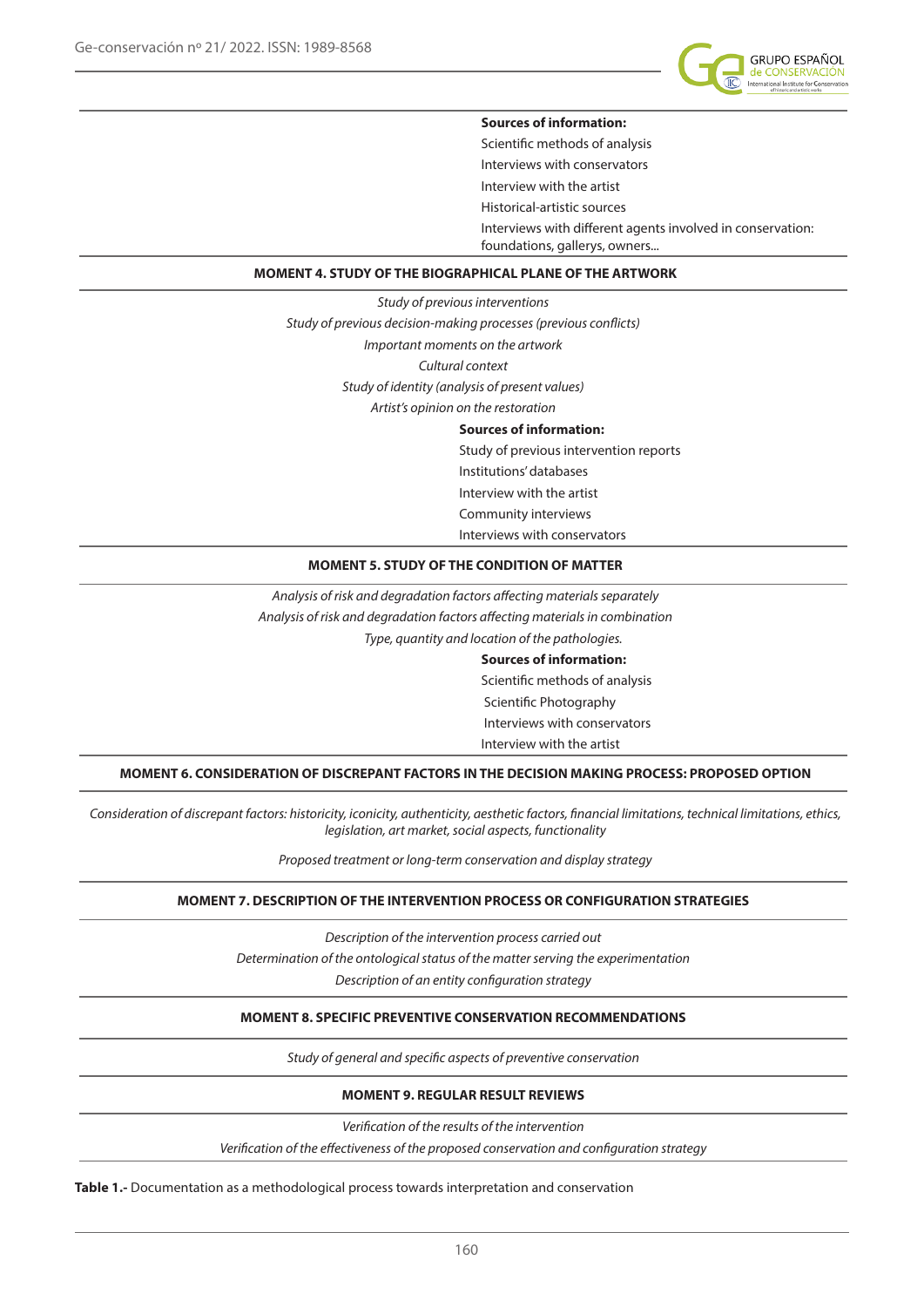**Sources of information:**

Scientific methods of analysis

Interviews with conservators

Interview with the artist

Historical-artistic sources

Interviews with different agents involved in conservation: foundations, galleries, owners...

**MOMENT 4. STUDY OF THE BIOGRAPHICAL PLANE OF THE ARTWORK**

*Study of previous interventions*

*Study of previous decision-making processes (previous conflicts)*

*Important moments on the artwork*

*Cultural context*

*Study of identity (analysis of present values)*

*Artist's opinion on the restoration*

**Sources of information:**

Study of previous intervention reports

Institutions' databases

Interview with the artist

Community interviews

Interviews with conservators

**MOMENT 5. STUDY OF THE CONDITION OF MATTER**

*Analysis of risk and degradation factors affecting materials separately*

*Analysis of risk and degradation factors affecting materials in combination*

*Type, quantity and location of the pathologies.*

**Sources of information:**

Scientific methods of analysis

Scientific Photography

Interviews with conservators

Interview with the artist

**MOMENT 6. CONSIDERATION OF DISCREPANT FACTORS IN THE DECISION MAKING PROCESS: PROPOSED OPTION**

*Consideration of discrepant factors: historicity, iconicity, authenticity, aesthetic factors, financial limitations, technical limitations, ethics, legislation, art market, social aspects, functionality*

*Proposed treatment or long-term conservation and display strategy*

**MOMENT 7. DESCRIPTION OF THE INTERVENTION PROCESS OR CONFIGURATION STRATEGIES**

*Description of the intervention process carried out*

*Determination of the ontological status of the matter serving the experimentation*

*Description of an entity configuration strategy*

**MOMENT 8. SPECIFIC PREVENTIVE CONSERVATION RECOMMENDATIONS**

*Study of general and specific aspects of preventive conservation*

**MOMENT 9. REGULAR RESULT REVIEWS**

*Verification of the results of the intervention*

*Verification of the effectiveness of the proposed conservation and configuration strategy*

**Table 1.-** Documentation as a methodological process towards interpretation and conservation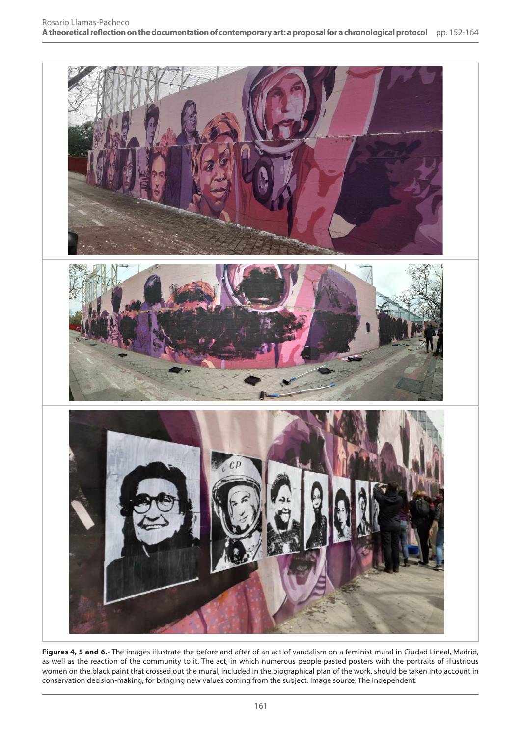**Figures 4, 5 and 6.-** The images illustrate the before and after of an act of vandalism on a feminist mural in Ciudad Lineal, Madrid, as well as the reaction of the community to it. The act, in which numerous people pasted posters with the portraits of illustrious women on the black paint that crossed out the mural, included in the biographical plan of the work, should be taken into account in conservation decision-making, for bringing new values coming from the subject. Image source: The Independent.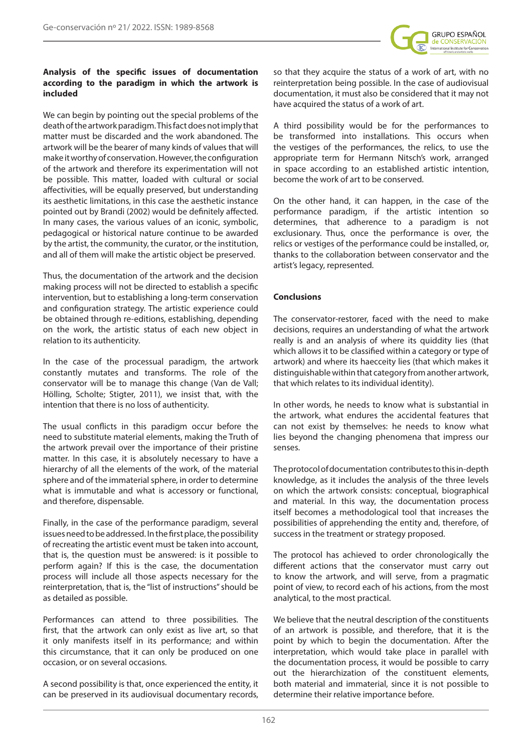### Analysis of the specific issues of documentation according to the paradigm in which the artwork is included

We can begin by pointing out the special problems of the death of the artwork paradigm. This fact does not imply that matter must be discarded and the work abandoned. The artwork will be the bearer of many kinds of values that will make it worthy of conservation. However, the configuration of the artwork and therefore its experimentation will not be possible. This matter, loaded with cultural or social affectivities, will be equally preserved, but understanding its aesthetic limitations, in this case the aesthetic instance pointed out by Brandi (2002) would be definitely affected. In many cases, the various values of an iconic, symbolic, pedagogical or historical nature continue to be awarded by the artist, the community, the curator, or the institution, and all of them will make the artistic object be preserved.

Thus, the documentation of the artwork and the decision making process will not be directed to establish a specific intervention, but to establishing a long-term conservation and configuration strategy. The artistic experience could be obtained through re-editions, establishing, depending on the work, the artistic status of each new object in relation to its authenticity.

In the case of the processual paradigm, the artwork constantly mutates and transforms. The role of the conservator will be to manage this change (Van de Vall; Hölling, Scholte; Stigter, 2011), we insist that, with the intention that there is no loss of authenticity.

The usual conflicts in this paradigm occur before the need to substitute material elements, making the Truth of the artwork prevail over the importance of their pristine matter. In this case, it is absolutely necessary to have a hierarchy of all the elements of the work, of the material sphere and of the immaterial sphere, in order to determine what is immutable and what is accessory or functional, and therefore, dispensable.

Finally, in the case of the performance paradigm, several issues need to be addressed. In the first place, the possibility of recreating the artistic event must be taken into account, that is, the question must be answered: is it possible to perform again? If this is the case, the documentation process will include all those aspects necessary for the reinterpretation, that is, the "list of instructions" should be as detailed as possible.

Performances can attend to three possibilities. The first, that the artwork can only exist as live art, so that it only manifests itself in its performance; and within this circumstance, that it can only be produced on one occasion, or on several occasions.

A second possibility is that, once experienced the entity, it can be preserved in its audiovisual documentary records, so that they acquire the status of a work of art, with no reinterpretation being possible. In the case of audiovisual documentation, it must also be considered that it may not have acquired the status of a work of art.

A third possibility would be for the performances to be transformed into installations. This occurs when the vestiges of the performances, the relics, to use the appropriate term for Hermann Nitsch's work, arranged in space according to an established artistic intention, become the work of art to be conserved.

On the other hand, it can happen, in the case of the performance paradigm, if the artistic intention so determines, that adherence to a paradigm is not exclusionary. Thus, once the performance is over, the relics or vestiges of the performance could be installed, or, thanks to the collaboration between conservator and the artist's legacy, represented.

### Conclusions

The conservator-restorer, faced with the need to make decisions, requires an understanding of what the artwork really is and an analysis of where its quiddity lies (that which allows it to be classified within a category or type of artwork) and where its haecceity lies (that which makes it distinguishable within that category from another artwork, that which relates to its individual identity).

In other words, he needs to know what is substantial in the artwork, what endures the accidental features that can not exist by themselves: he needs to know what lies beyond the changing phenomena that impress our senses.

The protocol of documentation contributes to this in-depth knowledge, as it includes the analysis of the three levels on which the artwork consists: conceptual, biographical and material. In this way, the documentation process itself becomes a methodological tool that increases the possibilities of apprehending the entity and, therefore, of success in the treatment or strategy proposed.

The protocol has achieved to order chronologically the different actions that the conservator must carry out to know the artwork, and will serve, from a pragmatic point of view, to record each of his actions, from the most analytical, to the most practical.

We believe that the neutral description of the constituents of an artwork is possible, and therefore, that it is the point by which to begin the documentation. After the interpretation, which would take place in parallel with the documentation process, it would be possible to carry out the hierarchization of the constituent elements, both material and immaterial, since it is not possible to determine their relative importance before.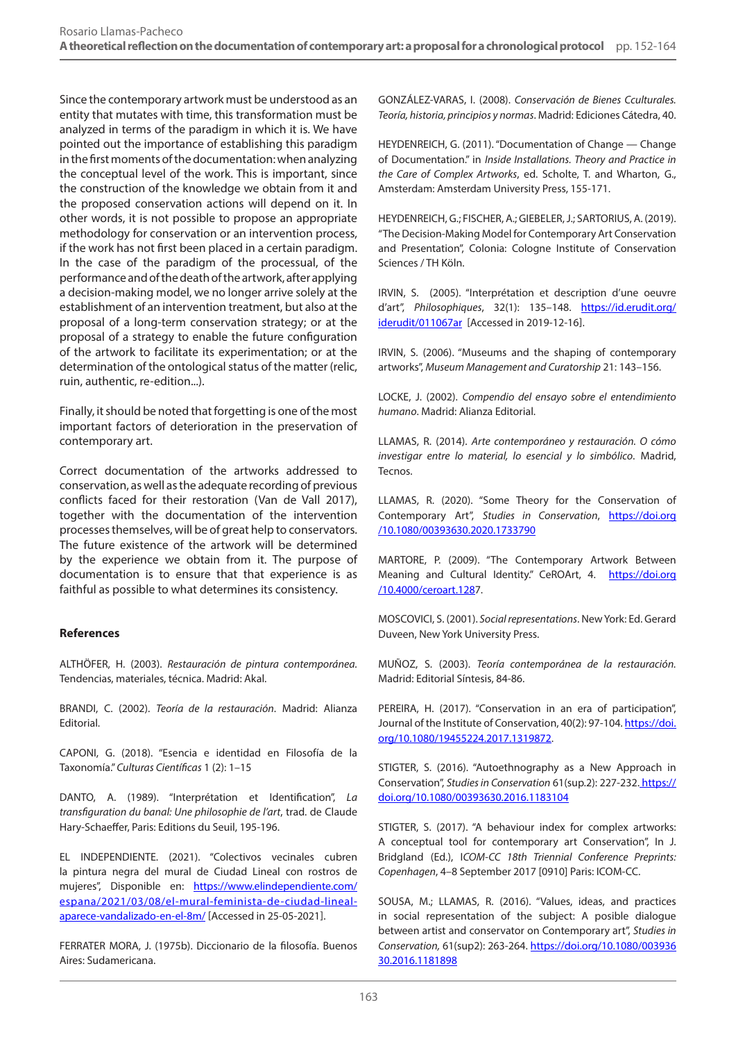Since the contemporary artwork must be understood as an entity that mutates with time, this transformation must be analyzed in terms of the paradigm in which it is. We have pointed out the importance of establishing this paradigm in the first moments of the documentation: when analyzing the conceptual level of the work. This is important, since the construction of the knowledge we obtain from it and the proposed conservation actions will depend on it. In other words, it is not possible to propose an appropriate methodology for conservation or an intervention process, if the work has not first been placed in a certain paradigm. In the case of the paradigm of the processual, of the performance and of the death of the artwork, after applying a decision-making model, we no longer arrive solely at the establishment of an intervention treatment, but also at the proposal of a long-term conservation strategy; or at the proposal of a strategy to enable the future configuration of the artwork to facilitate its experimentation; or at the determination of the ontological status of the matter (relic, ruin, authentic, re-edition...).

Finally, it should be noted that forgetting is one of the most important factors of deterioration in the preservation of contemporary art.

Correct documentation of the artworks addressed to conservation, as well as the adequate recording of previous conflicts faced for their restoration (Van de Vall 2017), together with the documentation of the intervention processes themselves, will be of great help to conservators. The future existence of the artwork will be determined by the experience we obtain from it. The purpose of documentation is to ensure that that experience is as faithful as possible to what determines its consistency.

### References

ALTHÖFER, H. (2003). *Restauración de pintura contemporánea.* Tendencias, materiales, técnica. Madrid: Akal.

BRANDI, C. (2002). *Teoría de la restauración*. Madrid: Alianza Editorial.

CAPONI, G. (2018). "Esencia e identidad en Filosofía de la Taxonomía." *Culturas Científicas* 1 (2): 1–15

DANTO, A. (1989). "Interprétation et Identification", *La transfiguration du banal: Une philosophie de l'art*, trad. de Claude Hary-Schaeffer, Paris: Editions du Seuil, 195-196.

EL INDEPENDIENTE. (2021). "Colectivos vecinales cubren la pintura negra del mural de Ciudad Lineal con rostros de mujeres", Disponible en: https://www.elindependiente.com/espana/2021/03/08/el-mural-feminista-de-ciudad-lineal-aparece-vandalizado-en-el-8m/ [Accessed in 25-05-2021].

FERRATER MORA, J. (1975b). Diccionario de la filosofía. Buenos Aires: Sudamericana.

GONZÁLEZ-VARAS, I. (2008). *Conservación de Bienes Cculturales. Teoría, historia, principios y normas*. Madrid: Ediciones Cátedra, 40.

HEYDENREICH, G. (2011). "Documentation of Change — Change of Documentation." in *Inside Installations. Theory and Practice in the Care of Complex Artworks*, ed. Scholte, T. and Wharton, G., Amsterdam: Amsterdam University Press, 155-171.

HEYDENREICH, G.; FISCHER, A.; GIEBELER, J.; SARTORIUS, A. (2019). "The Decision-Making Model for Contemporary Art Conservation and Presentation", Colonia: Cologne Institute of Conservation Sciences / TH Köln.

IRVIN, S. (2005). "Interprétation et description d'une oeuvre d'art", *Philosophiques*, 32(1): 135–148. https://id.erudit.org/iderudit/011067ar [Accessed in 2019-12-16].

IRVIN, S. (2006). "Museums and the shaping of contemporary artworks", *Museum Management and Curatorship* 21: 143–156.

LOCKE, J. (2002). *Compendio del ensayo sobre el entendimiento humano*. Madrid: Alianza Editorial.

LLAMAS, R. (2014). *Arte contemporáneo y restauración. O cómo investigar entre lo material, lo esencial y lo simbólico*. Madrid, Tecnos.

LLAMAS, R. (2020). "Some Theory for the Conservation of Contemporary Art", *Studies in Conservation*, https://doi.org/10.1080/00393630.2020.1733790

MARTORE, P. (2009). "The Contemporary Artwork Between Meaning and Cultural Identity." CeROArt, 4. https://doi.org/10.4000/ceroart.1287.

MOSCOVICI, S. (2001). *Social representations*. New York: Ed. Gerard Duveen, New York University Press.

MUÑOZ, S. (2003). *Teoría contemporánea de la restauración.* Madrid: Editorial Síntesis, 84-86.

PEREIRA, H. (2017). "Conservation in an era of participation", Journal of the Institute of Conservation, 40(2): 97-104. https://doi.org/10.1080/19455224.2017.1319872.

STIGTER, S. (2016). "Autoethnography as a New Approach in Conservation", *Studies in Conservation* 61(sup.2): 227-232. https://doi.org/10.1080/00393630.2016.1183104

STIGTER, S. (2017). "A behaviour index for complex artworks: A conceptual tool for contemporary art Conservation", In J. Bridgland (Ed.), I*COM-CC 18th Triennial Conference Preprints: Copenhagen*, 4–8 September 2017 [0910] Paris: ICOM-CC.

SOUSA, M.; LLAMAS, R. (2016). "Values, ideas, and practices in social representation of the subject: A possible dialogue between artist and conservator on Contemporary art", *Studies in Conservation,* 61(sup2): 263-264. https://doi.org/10.1080/00393630.2016.1181898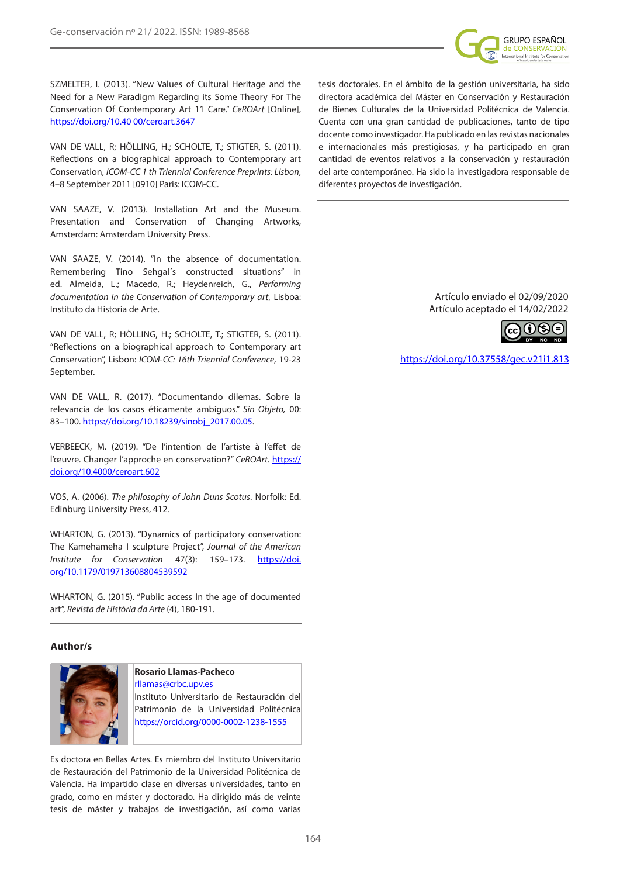SZMELTER, I. (2013). "New Values of Cultural Heritage and the Need for a New Paradigm Regarding its Some Theory For The Conservation Of Contemporary Art 11 Care." *CeROArt* [Online], https://doi.org/10.40 00/ceroart.3647

VAN DE VALL, R; HÖLLING, H.; SCHOLTE, T.; STIGTER, S. (2011). Reflections on a biographical approach to Contemporary art Conservation, *ICOM-CC 1 th Triennial Conference Preprints: Lisbon*, 4–8 September 2011 [0910] Paris: ICOM-CC.

VAN SAAZE, V. (2013). Installation Art and the Museum. Presentation and Conservation of Changing Artworks, Amsterdam: Amsterdam University Press.

VAN SAAZE, V. (2014). "In the absence of documentation. Remembering Tino Sehgal´s constructed situations" in ed. Almeida, L.; Macedo, R.; Heydenreich, G., *Performing documentation in the Conservation of Contemporary art*, Lisboa: Instituto da Historia de Arte.

VAN DE VALL, R; HÖLLING, H.; SCHOLTE, T.; STIGTER, S. (2011). "Reflections on a biographical approach to Contemporary art Conservation", Lisbon: *ICOM-CC: 16th Triennial Conference*, 19-23 September.

VAN DE VALL, R. (2017). "Documentando dilemas. Sobre la relevancia de los casos éticamente ambiguos." *Sin Objeto*, 00: 83–100. https://doi.org/10.18239/sinobj_2017.00.05.

VERBEECK, M. (2019). "De l'intention de l'artiste à l'effet de l'œuvre. Changer l'approche en conservation?" *CeROArt*. https://doi.org/10.4000/ceroart.602

VOS, A. (2006). *The philosophy of John Duns Scotus*. Norfolk: Ed. Edinburg University Press, 412.

WHARTON, G. (2013). "Dynamics of participatory conservation: The Kamehameha I sculpture Project", *Journal of the American Institute for Conservation* 47(3): 159–173. https://doi.org/10.1179/019713608804539592

WHARTON, G. (2015). "Public access In the age of documented art", *Revista de História da Arte* (4), 180-191.

## Author/s

**Rosario Llamas-Pacheco**
rllamas@crbc.upv.es
Instituto Universitario de Restauración del Patrimonio de la Universidad Politécnica
https://orcid.org/0000-0002-1238-1555

Es doctora en Bellas Artes. Es miembro del Instituto Universitario de Restauración del Patrimonio de la Universidad Politécnica de Valencia. Ha impartido clase en diversas universidades, tanto en grado, como en máster y doctorado. Ha dirigido más de veinte tesis de máster y trabajos de investigación, así como varias tesis doctorales. En el ámbito de la gestión universitaria, ha sido directora académica del Máster en Conservación y Restauración de Bienes Culturales de la Universidad Politécnica de Valencia. Cuenta con una gran cantidad de publicaciones, tanto de tipo docente como investigador. Ha publicado en las revistas nacionales e internacionales más prestigiosas, y ha participado en gran cantidad de eventos relativos a la conservación y restauración del arte contemporáneo. Ha sido la investigadora responsable de diferentes proyectos de investigación.

Artículo enviado el 02/09/2020
Artículo aceptado el 14/02/2022

https://doi.org/10.37558/gec.v21i1.813